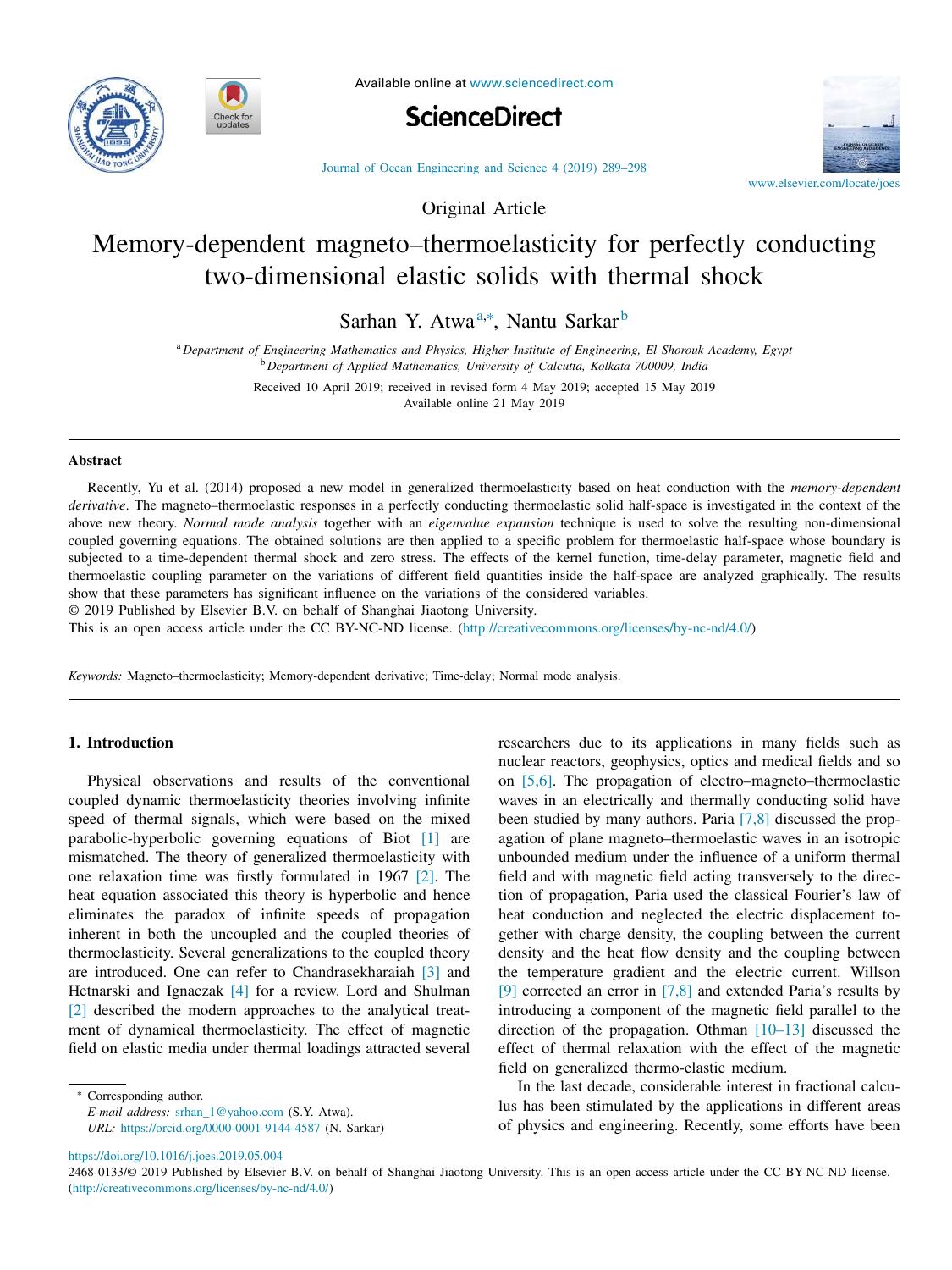Original Article

# Memory-dependent magneto–thermoelasticity for perfectly conducting two-dimensional elastic solids with thermal shock

Sarhan Y. Atwa[a,*], Nantu Sarkar[b]

[a] *Department of Engineering Mathematics and Physics, Higher Institute of Engineering, El Shorouk Academy, Egypt*
[b] *Department of Applied Mathematics, University of Calcutta, Kolkata 700009, India*

Received 10 April 2019; received in revised form 4 May 2019; accepted 15 May 2019
Available online 21 May 2019

## Abstract

Recently, Yu et al. (2014) proposed a new model in generalized thermoelasticity based on heat conduction with the *memory-dependent derivative*. The magneto–thermoelastic responses in a perfectly conducting thermoelastic solid half-space is investigated in the context of the above new theory. *Normal mode analysis* together with an *eigenvalue expansion* technique is used to solve the resulting non-dimensional coupled governing equations. The obtained solutions are then applied to a specific problem for thermoelastic half-space whose boundary is subjected to a time-dependent thermal shock and zero stress. The effects of the kernel function, time-delay parameter, magnetic field and thermoelastic coupling parameter on the variations of different field quantities inside the half-space are analyzed graphically. The results show that these parameters has significant influence on the variations of the considered variables.
© 2019 Published by Elsevier B.V. on behalf of Shanghai Jiaotong University.
This is an open access article under the CC BY-NC-ND license. (http://creativecommons.org/licenses/by-nc-nd/4.0/)

*Keywords:* Magneto–thermoelasticity; Memory-dependent derivative; Time-delay; Normal mode analysis.

## 1. Introduction

Physical observations and results of the conventional coupled dynamic thermoelasticity theories involving infinite speed of thermal signals, which were based on the mixed parabolic-hyperbolic governing equations of Biot [1] are mismatched. The theory of generalized thermoelasticity with one relaxation time was firstly formulated in 1967 [2]. The heat equation associated this theory is hyperbolic and hence eliminates the paradox of infinite speeds of propagation inherent in both the uncoupled and the coupled theories of thermoelasticity. Several generalizations to the coupled theory are introduced. One can refer to Chandrasekharaiah [3] and Hetnarski and Ignaczak [4] for a review. Lord and Shulman [2] described the modern approaches to the analytical treatment of dynamical thermoelasticity. The effect of magnetic field on elastic media under thermal loadings attracted several researchers due to its applications in many fields such as nuclear reactors, geophysics, optics and medical fields and so on [5,6]. The propagation of electro–magneto–thermoelastic waves in an electrically and thermally conducting solid have been studied by many authors. Paria [7,8] discussed the propagation of plane magneto–thermoelastic waves in an isotropic unbounded medium under the influence of a uniform thermal field and with magnetic field acting transversely to the direction of propagation, Paria used the classical Fourier's law of heat conduction and neglected the electric displacement together with charge density, the coupling between the current density and the heat flow density and the coupling between the temperature gradient and the electric current. Willson [9] corrected an error in [7,8] and extended Paria's results by introducing a component of the magnetic field parallel to the direction of the propagation. Othman [10–13] discussed the effect of thermal relaxation with the effect of the magnetic field on generalized thermo-elastic medium.

In the last decade, considerable interest in fractional calculus has been stimulated by the applications in different areas of physics and engineering. Recently, some efforts have been

---

* Corresponding author.
*E-mail address:* srhan_1@yahoo.com (S.Y. Atwa).
*URL:* https://orcid.org/0000-0001-9144-4587 (N. Sarkar)

https://doi.org/10.1016/j.joes.2019.05.004
2468-0133/© 2019 Published by Elsevier B.V. on behalf of Shanghai Jiaotong University. This is an open access article under the CC BY-NC-ND license. (http://creativecommons.org/licenses/by-nc-nd/4.0/)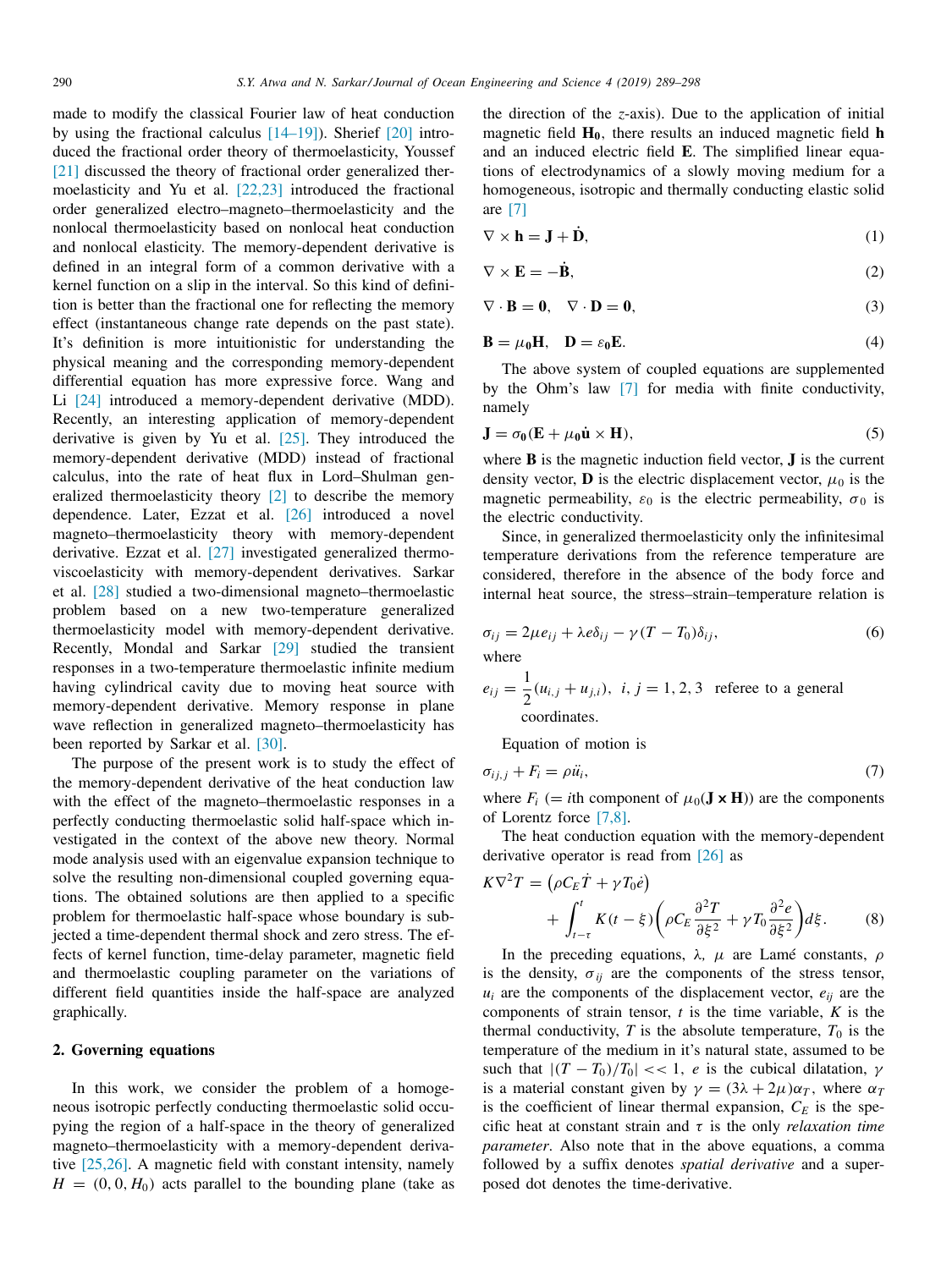made to modify the classical Fourier law of heat conduction by using the fractional calculus [14–19]). Sherief [20] introduced the fractional order theory of thermoelasticity, Youssef [21] discussed the theory of fractional order generalized thermoelasticity and Yu et al. [22,23] introduced the fractional order generalized electro–magneto–thermoelasticity and the nonlocal thermoelasticity based on nonlocal heat conduction and nonlocal elasticity. The memory-dependent derivative is defined in an integral form of a common derivative with a kernel function on a slip in the interval. So this kind of definition is better than the fractional one for reflecting the memory effect (instantaneous change rate depends on the past state). It's definition is more intuitionistic for understanding the physical meaning and the corresponding memory-dependent differential equation has more expressive force. Wang and Li [24] introduced a memory-dependent derivative (MDD). Recently, an interesting application of memory-dependent derivative is given by Yu et al. [25]. They introduced the memory-dependent derivative (MDD) instead of fractional calculus, into the rate of heat flux in Lord–Shulman generalized thermoelasticity theory [2] to describe the memory dependence. Later, Ezzat et al. [26] introduced a novel magneto–thermoelasticity theory with memory-dependent derivative. Ezzat et al. [27] investigated generalized thermoviscoelasticity with memory-dependent derivatives. Sarkar et al. [28] studied a two-dimensional magneto–thermoelastic problem based on a new two-temperature generalized thermoelasticity model with memory-dependent derivative. Recently, Mondal and Sarkar [29] studied the transient responses in a two-temperature thermoelastic infinite medium having cylindrical cavity due to moving heat source with memory-dependent derivative. Memory response in plane wave reflection in generalized magneto–thermoelasticity has been reported by Sarkar et al. [30].

The purpose of the present work is to study the effect of the memory-dependent derivative of the heat conduction law with the effect of the magneto–thermoelastic responses in a perfectly conducting thermoelastic solid half-space which investigated in the context of the above new theory. Normal mode analysis used with an eigenvalue expansion technique to solve the resulting non-dimensional coupled governing equations. The obtained solutions are then applied to a specific problem for thermoelastic half-space whose boundary is subjected a time-dependent thermal shock and zero stress. The effects of kernel function, time-delay parameter, magnetic field and thermoelastic coupling parameter on the variations of different field quantities inside the half-space are analyzed graphically.

## 2. Governing equations

In this work, we consider the problem of a homogeneous isotropic perfectly conducting thermoelastic solid occupying the region of a half-space in the theory of generalized magneto–thermoelasticity with a memory-dependent derivative [25,26]. A magnetic field with constant intensity, namely $H = (0, 0, H_0)$ acts parallel to the bounding plane (take as the direction of the $z$-axis). Due to the application of initial magnetic field $\mathbf{H_0}$, there results an induced magnetic field $\mathbf{h}$ and an induced electric field $\mathbf{E}$. The simplified linear equations of electrodynamics of a slowly moving medium for a homogeneous, isotropic and thermally conducting elastic solid are [7]

$$\nabla \times \mathbf{h} = \mathbf{J} + \dot{\mathbf{D}}, \tag{1}$$

$$\nabla \times \mathbf{E} = -\dot{\mathbf{B}}, \tag{2}$$

$$\nabla \cdot \mathbf{B} = \mathbf{0}, \quad \nabla \cdot \mathbf{D} = \mathbf{0}, \tag{3}$$

$$\mathbf{B} = \mu_0 \mathbf{H}, \quad \mathbf{D} = \varepsilon_0 \mathbf{E}. \tag{4}$$

The above system of coupled equations are supplemented by the Ohm's law [7] for media with finite conductivity, namely

$$\mathbf{J} = \sigma_0 (\mathbf{E} + \mu_0 \dot{\mathbf{u}} \times \mathbf{H}), \tag{5}$$

where $\mathbf{B}$ is the magnetic induction field vector, $\mathbf{J}$ is the current density vector, $\mathbf{D}$ is the electric displacement vector, $\mu_0$ is the magnetic permeability, $\varepsilon_0$ is the electric permeability, $\sigma_0$ is the electric conductivity.

Since, in generalized thermoelasticity only the infinitesimal temperature derivations from the reference temperature are considered, therefore in the absence of the body force and internal heat source, the stress–strain–temperature relation is

$$\sigma_{ij} = 2\mu e_{ij} + \lambda e \delta_{ij} - \gamma (T - T_0)\delta_{ij}, \tag{6}$$

where

$e_{ij} = \dfrac{1}{2}(u_{i,j} + u_{j,i}), \ \ i, j = 1, 2, 3$ referee to a general coordinates.

Equation of motion is

$$\sigma_{ij,j} + F_i = \rho \ddot{u}_i, \tag{7}$$

where $F_i$ (= $i$th component of $\mu_0(\mathbf{J} \times \mathbf{H})$) are the components of Lorentz force [7,8].

The heat conduction equation with the memory-dependent derivative operator is read from [26] as

$$K\nabla^2 T = \left(\rho C_E \dot{T} + \gamma T_0 \dot{e}\right) + \int_{t-\tau}^{t} K(t-\xi)\left(\rho C_E \frac{\partial^2 T}{\partial \xi^2} + \gamma T_0 \frac{\partial^2 e}{\partial \xi^2}\right) d\xi. \tag{8}$$

In the preceding equations, $\lambda$, $\mu$ are Lamé constants, $\rho$ is the density, $\sigma_{ij}$ are the components of the stress tensor, $u_i$ are the components of the displacement vector, $e_{ij}$ are the components of strain tensor, $t$ is the time variable, $K$ is the thermal conductivity, $T$ is the absolute temperature, $T_0$ is the temperature of the medium in it's natural state, assumed to be such that $|(T - T_0)/T_0| << 1$, $e$ is the cubical dilatation, $\gamma$ is a material constant given by $\gamma = (3\lambda + 2\mu)\alpha_T$, where $\alpha_T$ is the coefficient of linear thermal expansion, $C_E$ is the specific heat at constant strain and $\tau$ is the only *relaxation time parameter*. Also note that in the above equations, a comma followed by a suffix denotes *spatial derivative* and a superposed dot denotes the time-derivative.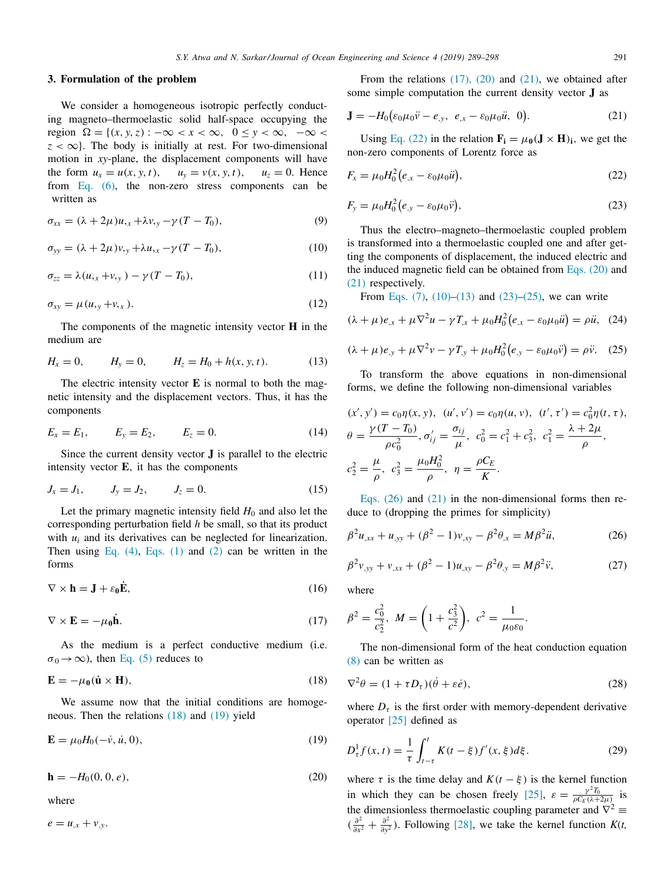### 3. Formulation of the problem

We consider a homogeneous isotropic perfectly conducting magneto–thermoelastic solid half-space occupying the region $\Omega = \{(x, y, z) : -\infty < x < \infty,\ \ 0 \le y < \infty,\ \ -\infty < z < \infty\}$. The body is initially at rest. For two-dimensional motion in $xy$-plane, the displacement components will have the form $u_x = u(x, y, t),\quad u_y = v(x, y, t),\quad u_z = 0$. Hence from Eq. (6), the non-zero stress components can be written as

$$\sigma_{xx} = (\lambda + 2\mu)u_{,x} + \lambda v_{,y} - \gamma(T - T_0), \tag{9}$$

$$\sigma_{yy} = (\lambda + 2\mu)v_{,y} + \lambda u_{,x} - \gamma(T - T_0), \tag{10}$$

$$\sigma_{zz} = \lambda(u_{,x} + v_{,y}) - \gamma(T - T_0), \tag{11}$$

$$\sigma_{xy} = \mu(u_{,y} + v_{,x}). \tag{12}$$

The components of the magnetic intensity vector $\mathbf{H}$ in the medium are

$$H_x = 0, \qquad H_y = 0, \qquad H_z = H_0 + h(x, y, t). \tag{13}$$

The electric intensity vector $\mathbf{E}$ is normal to both the magnetic intensity and the displacement vectors. Thus, it has the components

$$E_x = E_1, \qquad E_y = E_2, \qquad E_z = 0. \tag{14}$$

Since the current density vector $\mathbf{J}$ is parallel to the electric intensity vector $\mathbf{E}$, it has the components

$$J_x = J_1, \qquad J_y = J_2, \qquad J_z = 0. \tag{15}$$

Let the primary magnetic intensity field $H_0$ and also let the corresponding perturbation field $h$ be small, so that its product with $u_i$ and its derivatives can be neglected for linearization. Then using Eq. (4), Eqs. (1) and (2) can be written in the forms

$$\nabla \times \mathbf{h} = \mathbf{J} + \varepsilon_{\mathbf{0}}\dot{\mathbf{E}}, \tag{16}$$

$$\nabla \times \mathbf{E} = -\mu_{\mathbf{0}}\dot{\mathbf{h}}. \tag{17}$$

As the medium is a perfect conductive medium (i.e. $\sigma_0 \to \infty$), then Eq. (5) reduces to

$$\mathbf{E} = -\mu_{\mathbf{0}}(\dot{\mathbf{u}} \times \mathbf{H}), \tag{18}$$

We assume now that the initial conditions are homogeneous. Then the relations (18) and (19) yield

$$\mathbf{E} = \mu_0 H_0(-\dot{v}, \dot{u}, 0), \tag{19}$$

$$\mathbf{h} = -H_0(0, 0, e), \tag{20}$$

where

$$e = u_{,x} + v_{,y}.$$

From the relations (17), (20) and (21), we obtained after some simple computation the current density vector $\mathbf{J}$ as

$$\mathbf{J} = -H_0\big(\varepsilon_0\mu_0\ddot{v} - e_{,y},\ e_{,x} - \varepsilon_0\mu_0\ddot{u},\ 0\big). \tag{21}$$

Using Eq. (22) in the relation $\mathbf{F_i} = \mu_{\mathbf{0}}(\mathbf{J} \times \mathbf{H})_{\mathbf{i}}$, we get the non-zero components of Lorentz force as

$$F_x = \mu_0 H_0^2\big(e_{,x} - \varepsilon_0\mu_0\ddot{u}\big), \tag{22}$$

$$F_y = \mu_0 H_0^2\big(e_{,y} - \varepsilon_0\mu_0\ddot{v}\big), \tag{23}$$

Thus the electro–magneto–thermoelastic coupled problem is transformed into a thermoelastic coupled one and after getting the components of displacement, the induced electric and the induced magnetic field can be obtained from Eqs. (20) and (21) respectively.

From Eqs. (7), (10)–(13) and (23)–(25), we can write

$$(\lambda + \mu)e_{,x} + \mu\nabla^2 u - \gamma T_{,x} + \mu_0 H_0^2\big(e_{,x} - \varepsilon_0\mu_0\ddot{u}\big) = \rho\ddot{u}, \tag{24}$$

$$(\lambda + \mu)e_{,y} + \mu\nabla^2 v - \gamma T_{,y} + \mu_0 H_0^2\big(e_{,y} - \varepsilon_0\mu_0\ddot{v}\big) = \rho\ddot{v}. \tag{25}$$

To transform the above equations in non-dimensional forms, we define the following non-dimensional variables

$$(x', y') = c_0\eta(x, y),\ \ (u', v') = c_0\eta(u, v),\ \ (t', \tau') = c_0^2\eta(t, \tau),$$
$$\theta = \frac{\gamma(T - T_0)}{\rho c_0^2}, \sigma'_{ij} = \frac{\sigma_{ij}}{\mu},\ \ c_0^2 = c_1^2 + c_3^2,\ \ c_1^2 = \frac{\lambda + 2\mu}{\rho},$$
$$c_2^2 = \frac{\mu}{\rho},\ \ c_3^2 = \frac{\mu_0 H_0^2}{\rho},\ \ \eta = \frac{\rho C_E}{K}.$$

Eqs. (26) and (21) in the non-dimensional forms then reduce to (dropping the primes for simplicity)

$$\beta^2 u_{,xx} + u_{,yy} + (\beta^2 - 1)v_{,xy} - \beta^2\theta_{,x} = M\beta^2\ddot{u}, \tag{26}$$

$$\beta^2 v_{,yy} + v_{,xx} + (\beta^2 - 1)u_{,xy} - \beta^2\theta_{,y} = M\beta^2\ddot{v}, \tag{27}$$

where

$$\beta^2 = \frac{c_0^2}{c_2^2},\ \ M = \left(1 + \frac{c_3^2}{c^2}\right),\ \ c^2 = \frac{1}{\mu_0\varepsilon_0}.$$

The non-dimensional form of the heat conduction equation (8) can be written as

$$\nabla^2\theta = (1 + \tau D_\tau)(\dot{\theta} + \varepsilon\dot{e}), \tag{28}$$

where $D_\tau$ is the first order with memory-dependent derivative operator [25] defined as

$$D_\tau^1 f(x, t) = \frac{1}{\tau}\int_{t-\tau}^{t} K(t - \xi) f'(x, \xi) d\xi. \tag{29}$$

where $\tau$ is the time delay and $K(t - \xi)$ is the kernel function in which they can be chosen freely [25], $\varepsilon = \frac{\gamma^2 T_0}{\rho C_E(\lambda + 2\mu)}$ is the dimensionless thermoelastic coupling parameter and $\nabla^2 \equiv (\frac{\partial^2}{\partial x^2} + \frac{\partial^2}{\partial y^2})$. Following [28], we take the kernel function $K(t,$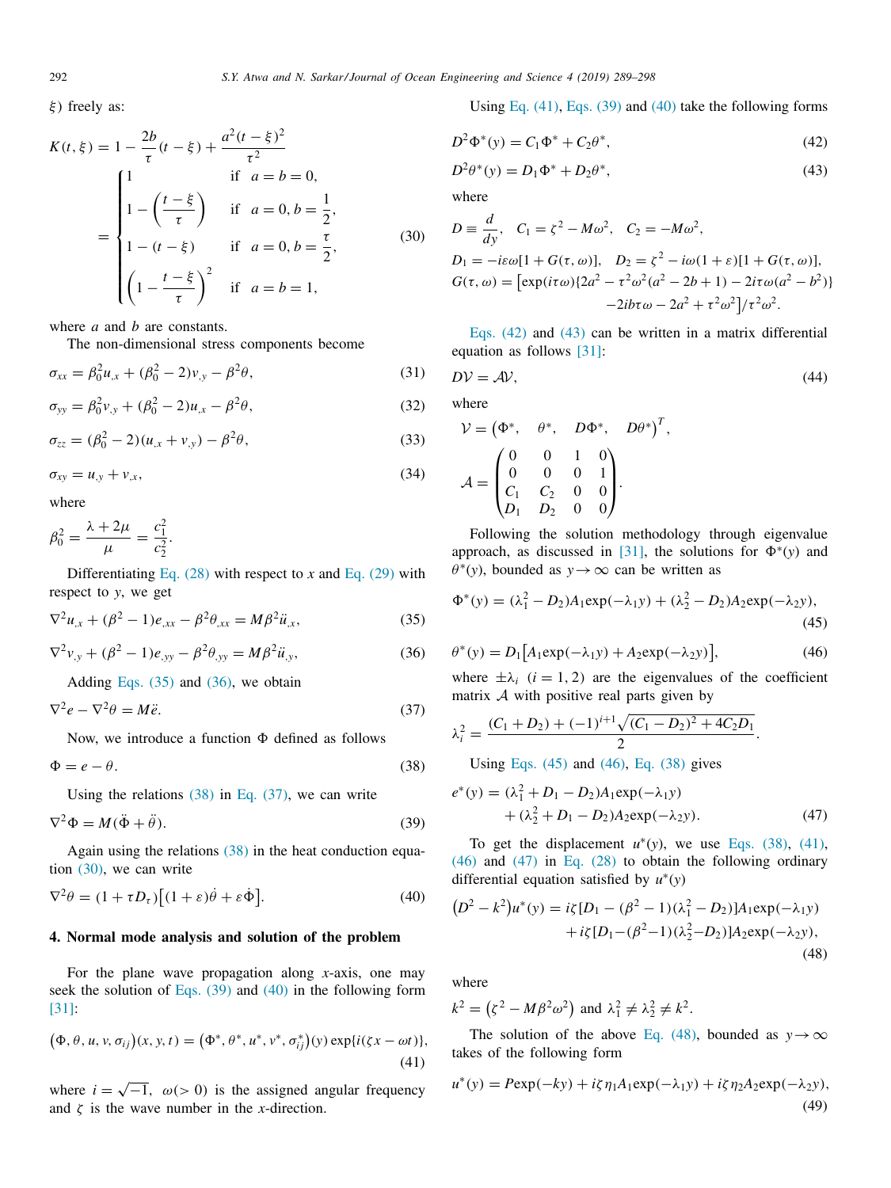$\xi$) freely as:

$$K(t,\xi) = 1 - \frac{2b}{\tau}(t-\xi) + \frac{a^2(t-\xi)^2}{\tau^2}$$
$$= \begin{cases} 1 & \text{if } a=b=0, \\ 1-\left(\frac{t-\xi}{\tau}\right) & \text{if } a=0, b=\frac{1}{2}, \\ 1-(t-\xi) & \text{if } a=0, b=\frac{\tau}{2}, \\ \left(1-\frac{t-\xi}{\tau}\right)^2 & \text{if } a=b=1, \end{cases} \tag{30}$$

where $a$ and $b$ are constants.

The non-dimensional stress components become

$$\sigma_{xx} = \beta_0^2 u_{,x} + (\beta_0^2-2)v_{,y} - \beta^2\theta, \tag{31}$$

$$\sigma_{yy} = \beta_0^2 v_{,y} + (\beta_0^2-2)u_{,x} - \beta^2\theta, \tag{32}$$

$$\sigma_{zz} = (\beta_0^2-2)(u_{,x}+v_{,y}) - \beta^2\theta, \tag{33}$$

$$\sigma_{xy} = u_{,y} + v_{,x}, \tag{34}$$

where

$$\beta_0^2 = \frac{\lambda+2\mu}{\mu} = \frac{c_1^2}{c_2^2}.$$

Differentiating Eq. (28) with respect to $x$ and Eq. (29) with respect to $y$, we get

$$\nabla^2 u_{,x} + (\beta^2-1)e_{,xx} - \beta^2\theta_{,xx} = M\beta^2\ddot{u}_{,x}, \tag{35}$$

$$\nabla^2 v_{,y} + (\beta^2-1)e_{,yy} - \beta^2\theta_{,yy} = M\beta^2\ddot{u}_{,y}, \tag{36}$$

Adding Eqs. (35) and (36), we obtain

$$\nabla^2 e - \nabla^2\theta = M\ddot{e}. \tag{37}$$

Now, we introduce a function $\Phi$ defined as follows

$$\Phi = e - \theta. \tag{38}$$

Using the relations (38) in Eq. (37), we can write

$$\nabla^2\Phi = M(\ddot{\Phi} + \ddot{\theta}). \tag{39}$$

Again using the relations (38) in the heat conduction equation (30), we can write

$$\nabla^2\theta = (1+\tau D_\tau)\left[(1+\varepsilon)\dot{\theta} + \varepsilon\dot{\Phi}\right]. \tag{40}$$

## 4. Normal mode analysis and solution of the problem

For the plane wave propagation along $x$-axis, one may seek the solution of Eqs. (39) and (40) in the following form [31]:

$$\left(\Phi,\theta,u,v,\sigma_{ij}\right)(x,y,t) = \left(\Phi^*,\theta^*,u^*,v^*,\sigma_{ij}^*\right)(y)\exp\{i(\zeta x - \omega t)\}, \tag{41}$$

where $i=\sqrt{-1}$, $\omega(>0)$ is the assigned angular frequency and $\zeta$ is the wave number in the $x$-direction.

Using Eq. (41), Eqs. (39) and (40) take the following forms

$$D^2\Phi^*(y) = C_1\Phi^* + C_2\theta^*, \tag{42}$$

$$D^2\theta^*(y) = D_1\Phi^* + D_2\theta^*, \tag{43}$$

where

$$D \equiv \frac{d}{dy}, \quad C_1 = \zeta^2 - M\omega^2, \quad C_2 = -M\omega^2,$$
$$D_1 = -i\varepsilon\omega[1+G(\tau,\omega)], \quad D_2 = \zeta^2 - i\omega(1+\varepsilon)[1+G(\tau,\omega)],$$
$$G(\tau,\omega) = \left[\exp(i\tau\omega)\{2a^2 - \tau^2\omega^2(a^2-2b+1) - 2i\tau\omega(a^2-b^2)\} - 2ib\tau\omega - 2a^2 + \tau^2\omega^2\right]/\tau^2\omega^2.$$

Eqs. (42) and (43) can be written in a matrix differential equation as follows [31]:

$$D\mathcal{V} = \mathcal{A}\mathcal{V}, \tag{44}$$

where

$$\mathcal{V} = \left(\Phi^*, \quad \theta^*, \quad D\Phi^*, \quad D\theta^*\right)^T,$$
$$\mathcal{A} = \begin{pmatrix} 0 & 0 & 1 & 0 \\ 0 & 0 & 0 & 1 \\ C_1 & C_2 & 0 & 0 \\ D_1 & D_2 & 0 & 0 \end{pmatrix}.$$

Following the solution methodology through eigenvalue approach, as discussed in [31], the solutions for $\Phi^*(y)$ and $\theta^*(y)$, bounded as $y\to\infty$ can be written as

$$\Phi^*(y) = (\lambda_1^2 - D_2)A_1\exp(-\lambda_1 y) + (\lambda_2^2 - D_2)A_2\exp(-\lambda_2 y), \tag{45}$$

$$\theta^*(y) = D_1\left[A_1\exp(-\lambda_1 y) + A_2\exp(-\lambda_2 y)\right], \tag{46}$$

where $\pm\lambda_i$ $(i=1,2)$ are the eigenvalues of the coefficient matrix $\mathcal{A}$ with positive real parts given by

$$\lambda_i^2 = \frac{(C_1+D_2) + (-1)^{i+1}\sqrt{(C_1-D_2)^2 + 4C_2D_1}}{2}.$$

Using Eqs. (45) and (46), Eq. (38) gives

$$e^*(y) = (\lambda_1^2 + D_1 - D_2)A_1\exp(-\lambda_1 y) + (\lambda_2^2 + D_1 - D_2)A_2\exp(-\lambda_2 y). \tag{47}$$

To get the displacement $u^*(y)$, we use Eqs. (38), (41), (46) and (47) in Eq. (28) to obtain the following ordinary differential equation satisfied by $u^*(y)$

$$\left(D^2 - k^2\right)u^*(y) = i\zeta[D_1 - (\beta^2-1)(\lambda_1^2 - D_2)]A_1\exp(-\lambda_1 y) + i\zeta[D_1 - (\beta^2-1)(\lambda_2^2 - D_2)]A_2\exp(-\lambda_2 y), \tag{48}$$

where

$$k^2 = \left(\zeta^2 - M\beta^2\omega^2\right) \text{ and } \lambda_1^2 \neq \lambda_2^2 \neq k^2.$$

The solution of the above Eq. (48), bounded as $y\to\infty$ takes of the following form

$$u^*(y) = P\exp(-ky) + i\zeta\eta_1 A_1\exp(-\lambda_1 y) + i\zeta\eta_2 A_2\exp(-\lambda_2 y), \tag{49}$$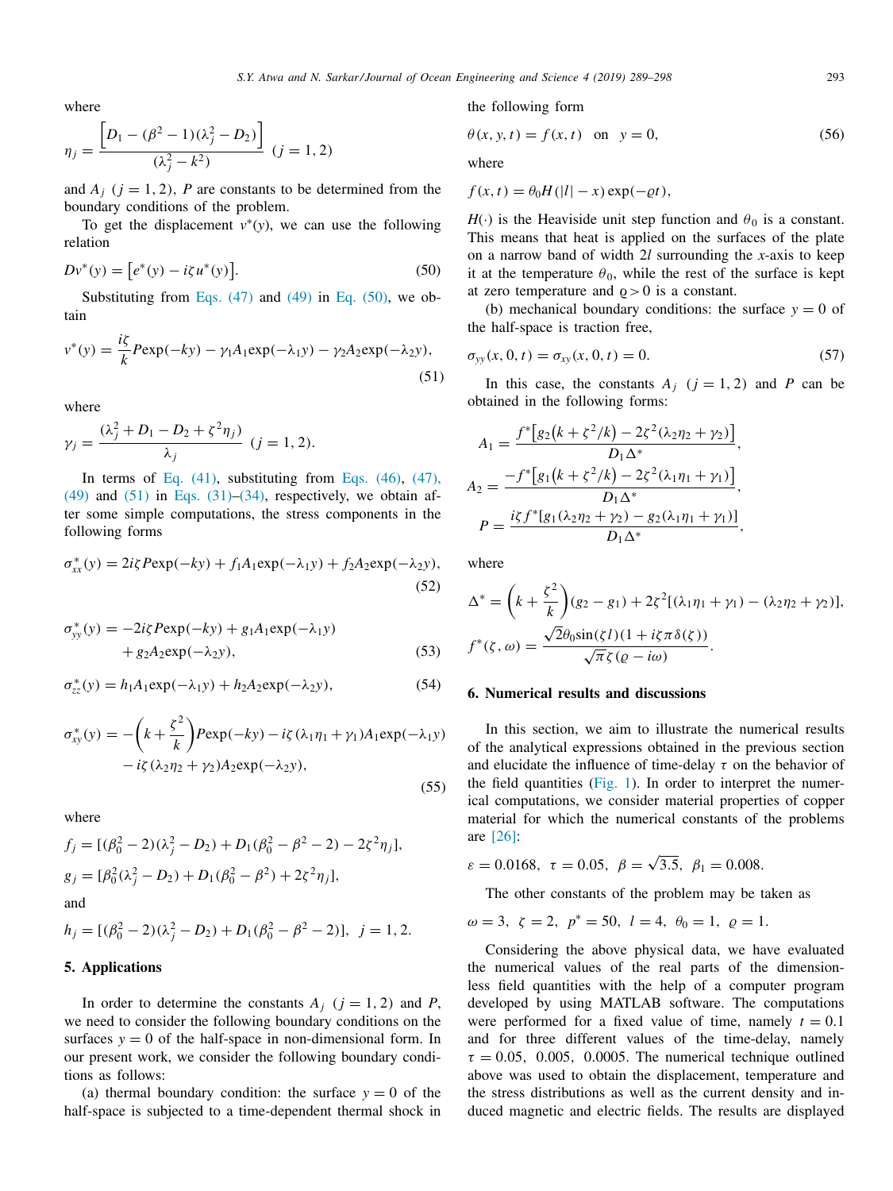where

$$\eta_j = \frac{\left[D_1 - (\beta^2 - 1)(\lambda_j^2 - D_2)\right]}{(\lambda_j^2 - k^2)} \quad (j = 1, 2)$$

and $A_j$ $(j = 1, 2)$, $P$ are constants to be determined from the boundary conditions of the problem.

To get the displacement $v^*(y)$, we can use the following relation

$$Dv^*(y) = \left[e^*(y) - i\zeta u^*(y)\right]. \tag{50}$$

Substituting from Eqs. (47) and (49) in Eq. (50), we obtain

$$v^*(y) = \frac{i\zeta}{k} P\exp(-ky) - \gamma_1 A_1 \exp(-\lambda_1 y) - \gamma_2 A_2 \exp(-\lambda_2 y), \tag{51}$$

where

$$\gamma_j = \frac{(\lambda_j^2 + D_1 - D_2 + \zeta^2 \eta_j)}{\lambda_j} \quad (j = 1, 2).$$

In terms of Eq. (41), substituting from Eqs. (46), (47), (49) and (51) in Eqs. (31)–(34), respectively, we obtain after some simple computations, the stress components in the following forms

$$\sigma_{xx}^*(y) = 2i\zeta P\exp(-ky) + f_1 A_1 \exp(-\lambda_1 y) + f_2 A_2 \exp(-\lambda_2 y), \tag{52}$$

$$\sigma_{yy}^*(y) = -2i\zeta P\exp(-ky) + g_1 A_1 \exp(-\lambda_1 y) + g_2 A_2 \exp(-\lambda_2 y), \tag{53}$$

$$\sigma_{zz}^*(y) = h_1 A_1 \exp(-\lambda_1 y) + h_2 A_2 \exp(-\lambda_2 y), \tag{54}$$

$$\sigma_{xy}^*(y) = -\left(k + \frac{\zeta^2}{k}\right) P\exp(-ky) - i\zeta(\lambda_1 \eta_1 + \gamma_1) A_1 \exp(-\lambda_1 y) - i\zeta(\lambda_2 \eta_2 + \gamma_2) A_2 \exp(-\lambda_2 y), \tag{55}$$

where

$$f_j = [(\beta_0^2 - 2)(\lambda_j^2 - D_2) + D_1(\beta_0^2 - \beta^2 - 2) - 2\zeta^2 \eta_j],$$

$$g_j = [\beta_0^2(\lambda_j^2 - D_2) + D_1(\beta_0^2 - \beta^2) + 2\zeta^2 \eta_j],$$

and

$$h_j = [(\beta_0^2 - 2)(\lambda_j^2 - D_2) + D_1(\beta_0^2 - \beta^2 - 2)], \quad j = 1, 2.$$

## 5. Applications

In order to determine the constants $A_j$ $(j = 1, 2)$ and $P$, we need to consider the following boundary conditions on the surfaces $y = 0$ of the half-space in non-dimensional form. In our present work, we consider the following boundary conditions as follows:

(a) thermal boundary condition: the surface $y = 0$ of the half-space is subjected to a time-dependent thermal shock in the following form

$$\theta(x, y, t) = f(x, t) \quad \text{on} \quad y = 0, \tag{56}$$

where

$$f(x, t) = \theta_0 H(|l| - x)\exp(-\varrho t),$$

$H(\cdot)$ is the Heaviside unit step function and $\theta_0$ is a constant. This means that heat is applied on the surfaces of the plate on a narrow band of width $2l$ surrounding the $x$-axis to keep it at the temperature $\theta_0$, while the rest of the surface is kept at zero temperature and $\varrho > 0$ is a constant.

(b) mechanical boundary conditions: the surface $y = 0$ of the half-space is traction free,

$$\sigma_{yy}(x, 0, t) = \sigma_{xy}(x, 0, t) = 0. \tag{57}$$

In this case, the constants $A_j$ $(j = 1, 2)$ and $P$ can be obtained in the following forms:

$$A_1 = \frac{f^*\left[g_2\left(k + \zeta^2/k\right) - 2\zeta^2(\lambda_2\eta_2 + \gamma_2)\right]}{D_1 \Delta^*},$$

$$A_2 = \frac{-f^*\left[g_1\left(k + \zeta^2/k\right) - 2\zeta^2(\lambda_1\eta_1 + \gamma_1)\right]}{D_1 \Delta^*},$$

$$P = \frac{i\zeta f^*[g_1(\lambda_2\eta_2 + \gamma_2) - g_2(\lambda_1\eta_1 + \gamma_1)]}{D_1 \Delta^*},$$

where

$$\Delta^* = \left(k + \frac{\zeta^2}{k}\right)(g_2 - g_1) + 2\zeta^2[(\lambda_1\eta_1 + \gamma_1) - (\lambda_2\eta_2 + \gamma_2)],$$

$$f^*(\zeta, \omega) = \frac{\sqrt{2}\theta_0 \sin(\zeta l)(1 + i\zeta\pi\delta(\zeta))}{\sqrt{\pi}\zeta(\varrho - i\omega)}.$$

## 6. Numerical results and discussions

In this section, we aim to illustrate the numerical results of the analytical expressions obtained in the previous section and elucidate the influence of time-delay $\tau$ on the behavior of the field quantities (Fig. 1). In order to interpret the numerical computations, we consider material properties of copper material for which the numerical constants of the problems are [26]:

$$\varepsilon = 0.0168, \ \ \tau = 0.05, \ \ \beta = \sqrt{3.5}, \ \ \beta_1 = 0.008.$$

The other constants of the problem may be taken as

$$\omega = 3, \ \ \zeta = 2, \ \ p^* = 50, \ \ l = 4, \ \ \theta_0 = 1, \ \ \varrho = 1.$$

Considering the above physical data, we have evaluated the numerical values of the real parts of the dimensionless field quantities with the help of a computer program developed by using MATLAB software. The computations were performed for a fixed value of time, namely $t = 0.1$ and for three different values of the time-delay, namely $\tau = 0.05, \ 0.005, \ 0.0005$. The numerical technique outlined above was used to obtain the displacement, temperature and the stress distributions as well as the current density and induced magnetic and electric fields. The results are displayed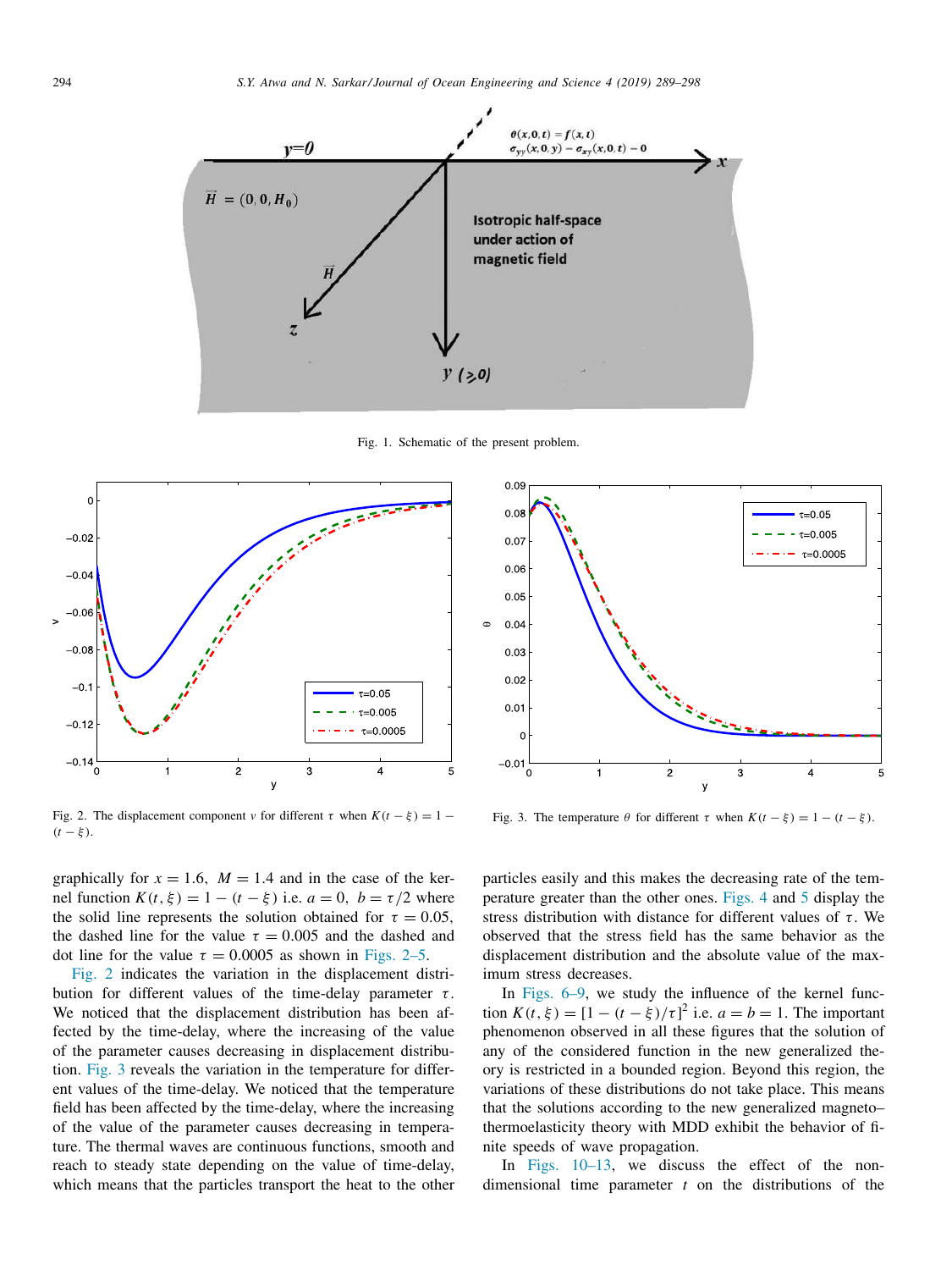Fig. 1. Schematic of the present problem.

Fig. 2. The displacement component $v$ for different $\tau$ when $K(t-\xi) = 1-(t-\xi)$.

Fig. 3. The temperature $\theta$ for different $\tau$ when $K(t-\xi) = 1-(t-\xi)$.

graphically for $x = 1.6$, $M = 1.4$ and in the case of the kernel function $K(t, \xi) = 1 - (t - \xi)$ i.e. $a = 0$, $b = \tau/2$ where the solid line represents the solution obtained for $\tau = 0.05$, the dashed line for the value $\tau = 0.005$ and the dashed and dot line for the value $\tau = 0.0005$ as shown in Figs. 2–5.

Fig. 2 indicates the variation in the displacement distribution for different values of the time-delay parameter $\tau$. We noticed that the displacement distribution has been affected by the time-delay, where the increasing of the value of the parameter causes decreasing in displacement distribution. Fig. 3 reveals the variation in the temperature for different values of the time-delay. We noticed that the temperature field has been affected by the time-delay, where the increasing of the value of the parameter causes decreasing in temperature. The thermal waves are continuous functions, smooth and reach to steady state depending on the value of time-delay, which means that the particles transport the heat to the other particles easily and this makes the decreasing rate of the temperature greater than the other ones. Figs. 4 and 5 display the stress distribution with distance for different values of $\tau$. We observed that the stress field has the same behavior as the displacement distribution and the absolute value of the maximum stress decreases.

In Figs. 6–9, we study the influence of the kernel function $K(t, \xi) = [1 - (t - \xi)/\tau]^2$ i.e. $a = b = 1$. The important phenomenon observed in all these figures that the solution of any of the considered function in the new generalized theory is restricted in a bounded region. Beyond this region, the variations of these distributions do not take place. This means that the solutions according to the new generalized magneto–thermoelasticity theory with MDD exhibit the behavior of finite speeds of wave propagation.

In Figs. 10–13, we discuss the effect of the non-dimensional time parameter $t$ on the distributions of the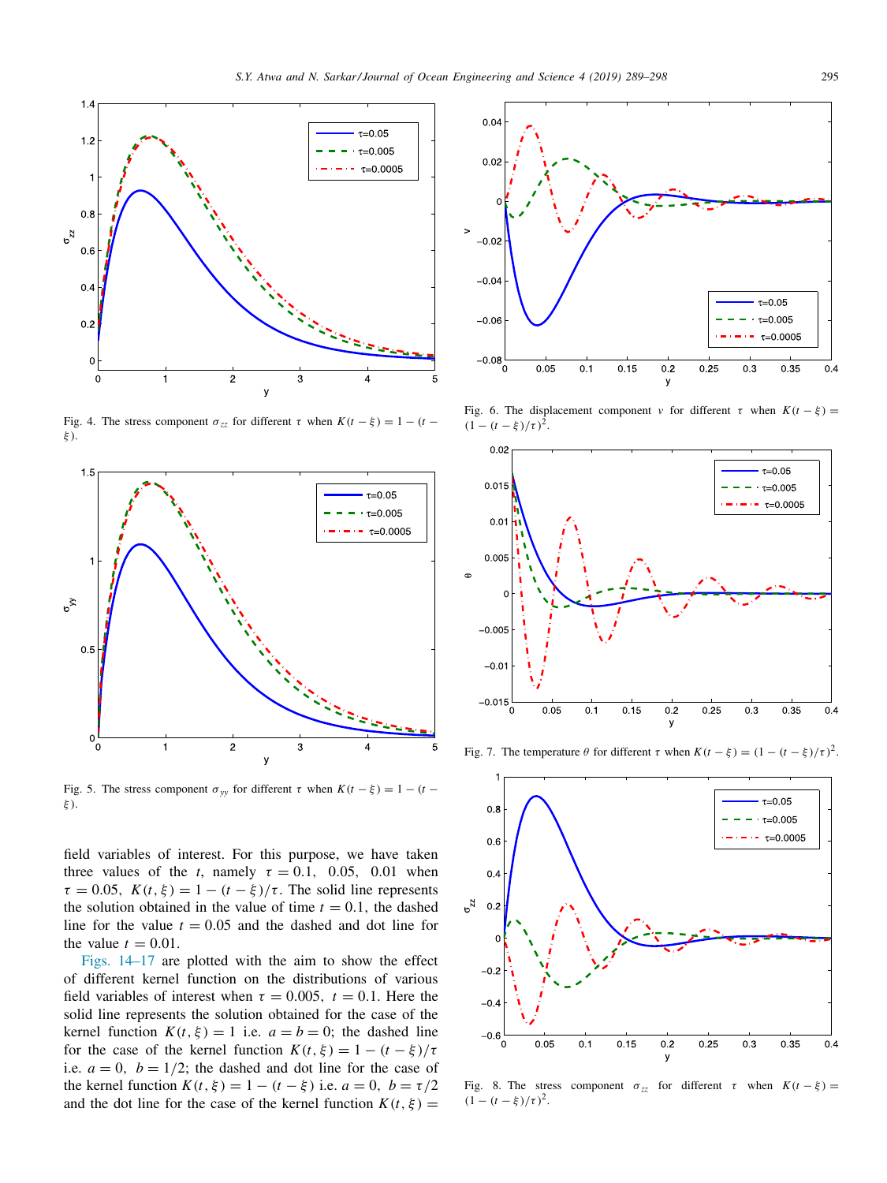Fig. 4. The stress component $\sigma_{zz}$ for different $\tau$ when $K(t-\xi) = 1-(t-\xi)$.

Fig. 5. The stress component $\sigma_{yy}$ for different $\tau$ when $K(t-\xi) = 1-(t-\xi)$.

field variables of interest. For this purpose, we have taken three values of the $t$, namely $\tau = 0.1,\ 0.05,\ 0.01$ when $\tau = 0.05$, $K(t,\xi) = 1-(t-\xi)/\tau$. The solid line represents the solution obtained in the value of time $t = 0.1$, the dashed line for the value $t = 0.05$ and the dashed and dot line for the value $t = 0.01$.

Figs. 14–17 are plotted with the aim to show the effect of different kernel function on the distributions of various field variables of interest when $\tau = 0.005,\ t = 0.1$. Here the solid line represents the solution obtained for the case of the kernel function $K(t,\xi) = 1$ i.e. $a = b = 0$; the dashed line for the case of the kernel function $K(t,\xi) = 1-(t-\xi)/\tau$ i.e. $a = 0,\ b = 1/2$; the dashed and dot line for the case of the kernel function $K(t,\xi) = 1-(t-\xi)$ i.e. $a = 0,\ b = \tau/2$ and the dot line for the case of the kernel function $K(t,\xi) =$

Fig. 6. The displacement component $v$ for different $\tau$ when $K(t-\xi) = (1-(t-\xi)/\tau)^2$.

Fig. 7. The temperature $\theta$ for different $\tau$ when $K(t-\xi) = (1-(t-\xi)/\tau)^2$.

Fig. 8. The stress component $\sigma_{zz}$ for different $\tau$ when $K(t-\xi) = (1-(t-\xi)/\tau)^2$.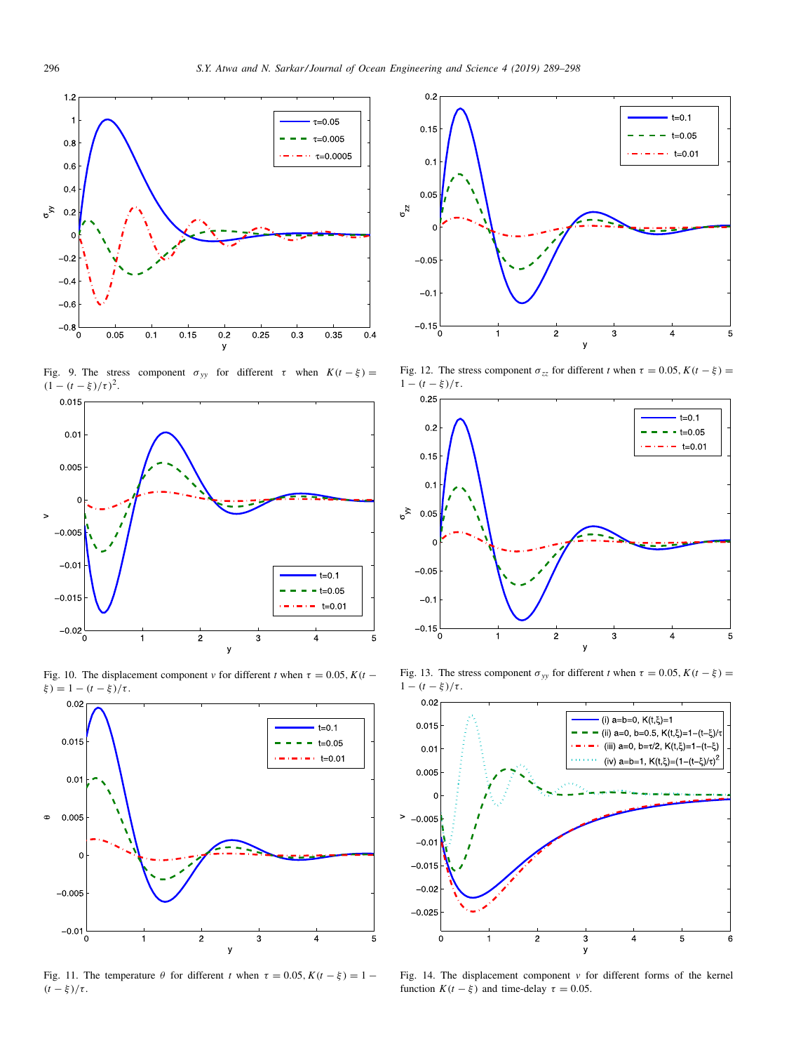Fig. 9. The stress component $\sigma_{yy}$ for different $\tau$ when $K(t-\xi) = (1-(t-\xi)/\tau)^2$.

Fig. 10. The displacement component $v$ for different $t$ when $\tau = 0.05$, $K(t-\xi) = 1-(t-\xi)/\tau$.

Fig. 11. The temperature $\theta$ for different $t$ when $\tau = 0.05$, $K(t-\xi) = 1-(t-\xi)/\tau$.

Fig. 12. The stress component $\sigma_{zz}$ for different $t$ when $\tau = 0.05$, $K(t-\xi) = 1-(t-\xi)/\tau$.

Fig. 13. The stress component $\sigma_{yy}$ for different $t$ when $\tau = 0.05$, $K(t-\xi) = 1-(t-\xi)/\tau$.

Fig. 14. The displacement component $v$ for different forms of the kernel function $K(t-\xi)$ and time-delay $\tau = 0.05$.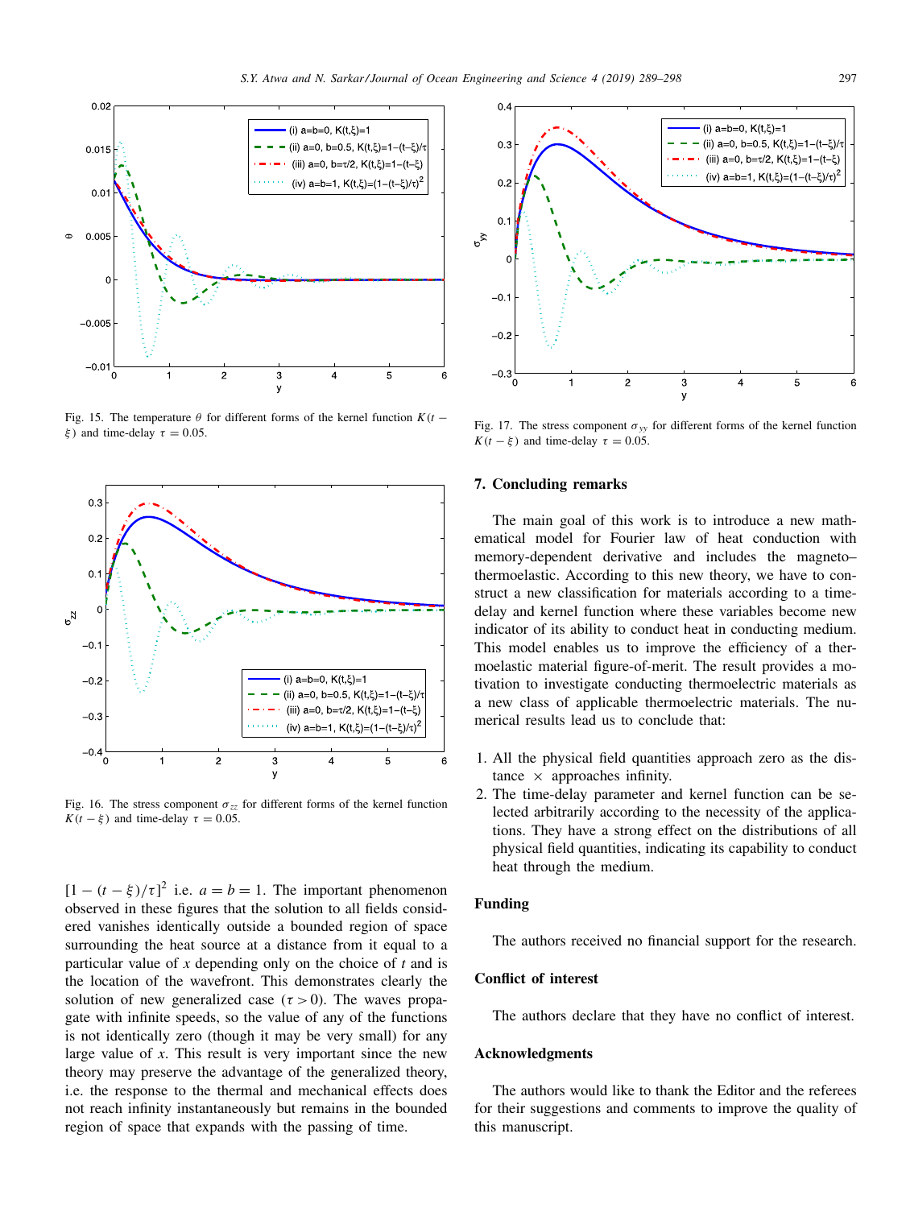Fig. 15. The temperature $\theta$ for different forms of the kernel function $K(t-\xi)$ and time-delay $\tau = 0.05$.

Fig. 16. The stress component $\sigma_{zz}$ for different forms of the kernel function $K(t-\xi)$ and time-delay $\tau = 0.05$.

$[1-(t-\xi)/\tau]^2$ i.e. $a = b = 1$. The important phenomenon observed in these figures that the solution to all fields considered vanishes identically outside a bounded region of space surrounding the heat source at a distance from it equal to a particular value of $x$ depending only on the choice of $t$ and is the location of the wavefront. This demonstrates clearly the solution of new generalized case ($\tau > 0$). The waves propagate with infinite speeds, so the value of any of the functions is not identically zero (though it may be very small) for any large value of $x$. This result is very important since the new theory may preserve the advantage of the generalized theory, i.e. the response to the thermal and mechanical effects does not reach infinity instantaneously but remains in the bounded region of space that expands with the passing of time.

Fig. 17. The stress component $\sigma_{yy}$ for different forms of the kernel function $K(t-\xi)$ and time-delay $\tau = 0.05$.

## 7. Concluding remarks

The main goal of this work is to introduce a new mathematical model for Fourier law of heat conduction with memory-dependent derivative and includes the magneto–thermoelastic. According to this new theory, we have to construct a new classification for materials according to a time-delay and kernel function where these variables become new indicator of its ability to conduct heat in conducting medium. This model enables us to improve the efficiency of a thermoelastic material figure-of-merit. The result provides a motivation to investigate conducting thermoelectric materials as a new class of applicable thermoelectric materials. The numerical results lead us to conclude that:

1. All the physical field quantities approach zero as the distance × approaches infinity.
2. The time-delay parameter and kernel function can be selected arbitrarily according to the necessity of the applications. They have a strong effect on the distributions of all physical field quantities, indicating its capability to conduct heat through the medium.

## Funding

The authors received no financial support for the research.

## Conflict of interest

The authors declare that they have no conflict of interest.

## Acknowledgments

The authors would like to thank the Editor and the referees for their suggestions and comments to improve the quality of this manuscript.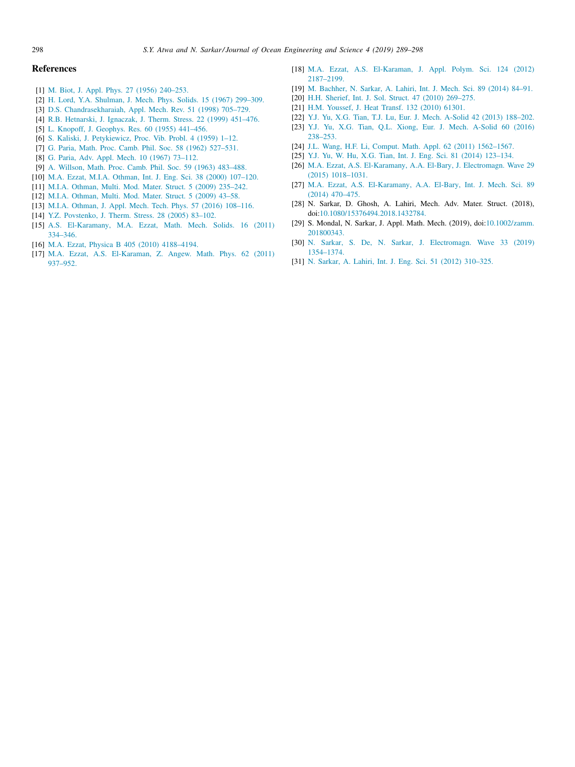## References

[1] M. Biot, J. Appl. Phys. 27 (1956) 240–253.
[2] H. Lord, Y.A. Shulman, J. Mech. Phys. Solids. 15 (1967) 299–309.
[3] D.S. Chandrasekharaiah, Appl. Mech. Rev. 51 (1998) 705–729.
[4] R.B. Hetnarski, J. Ignaczak, J. Therm. Stress. 22 (1999) 451–476.
[5] L. Knopoff, J. Geophys. Res. 60 (1955) 441–456.
[6] S. Kaliski, J. Petykiewicz, Proc. Vib. Probl. 4 (1959) 1–12.
[7] G. Paria, Math. Proc. Camb. Phil. Soc. 58 (1962) 527–531.
[8] G. Paria, Adv. Appl. Mech. 10 (1967) 73–112.
[9] A. Willson, Math. Proc. Camb. Phil. Soc. 59 (1963) 483–488.
[10] M.A. Ezzat, M.I.A. Othman, Int. J. Eng. Sci. 38 (2000) 107–120.
[11] M.I.A. Othman, Multi. Mod. Mater. Struct. 5 (2009) 235–242.
[12] M.I.A. Othman, Multi. Mod. Mater. Struct. 5 (2009) 43–58.
[13] M.I.A. Othman, J. Appl. Mech. Tech. Phys. 57 (2016) 108–116.
[14] Y.Z. Povstenko, J. Therm. Stress. 28 (2005) 83–102.
[15] A.S. El-Karamany, M.A. Ezzat, Math. Mech. Solids. 16 (2011) 334–346.
[16] M.A. Ezzat, Physica B 405 (2010) 4188–4194.
[17] M.A. Ezzat, A.S. El-Karaman, Z. Angew. Math. Phys. 62 (2011) 937–952.
[18] M.A. Ezzat, A.S. El-Karaman, J. Appl. Polym. Sci. 124 (2012) 2187–2199.
[19] M. Bachher, N. Sarkar, A. Lahiri, Int. J. Mech. Sci. 89 (2014) 84–91.
[20] H.H. Sherief, Int. J. Sol. Struct. 47 (2010) 269–275.
[21] H.M. Youssef, J. Heat Transf. 132 (2010) 61301.
[22] Y.J. Yu, X.G. Tian, T.J. Lu, Eur. J. Mech. A-Solid 42 (2013) 188–202.
[23] Y.J. Yu, X.G. Tian, Q.L. Xiong, Eur. J. Mech. A-Solid 60 (2016) 238–253.
[24] J.L. Wang, H.F. Li, Comput. Math. Appl. 62 (2011) 1562–1567.
[25] Y.J. Yu, W. Hu, X.G. Tian, Int. J. Eng. Sci. 81 (2014) 123–134.
[26] M.A. Ezzat, A.S. El-Karamany, A.A. El-Bary, J. Electromagn. Wave 29 (2015) 1018–1031.
[27] M.A. Ezzat, A.S. El-Karamany, A.A. El-Bary, Int. J. Mech. Sci. 89 (2014) 470–475.
[28] N. Sarkar, D. Ghosh, A. Lahiri, Mech. Adv. Mater. Struct. (2018), doi:10.1080/15376494.2018.1432784.
[29] S. Mondal, N. Sarkar, J. Appl. Math. Mech. (2019), doi:10.1002/zamm.201800343.
[30] N. Sarkar, S. De, N. Sarkar, J. Electromagn. Wave 33 (2019) 1354–1374.
[31] N. Sarkar, A. Lahiri, Int. J. Eng. Sci. 51 (2012) 310–325.